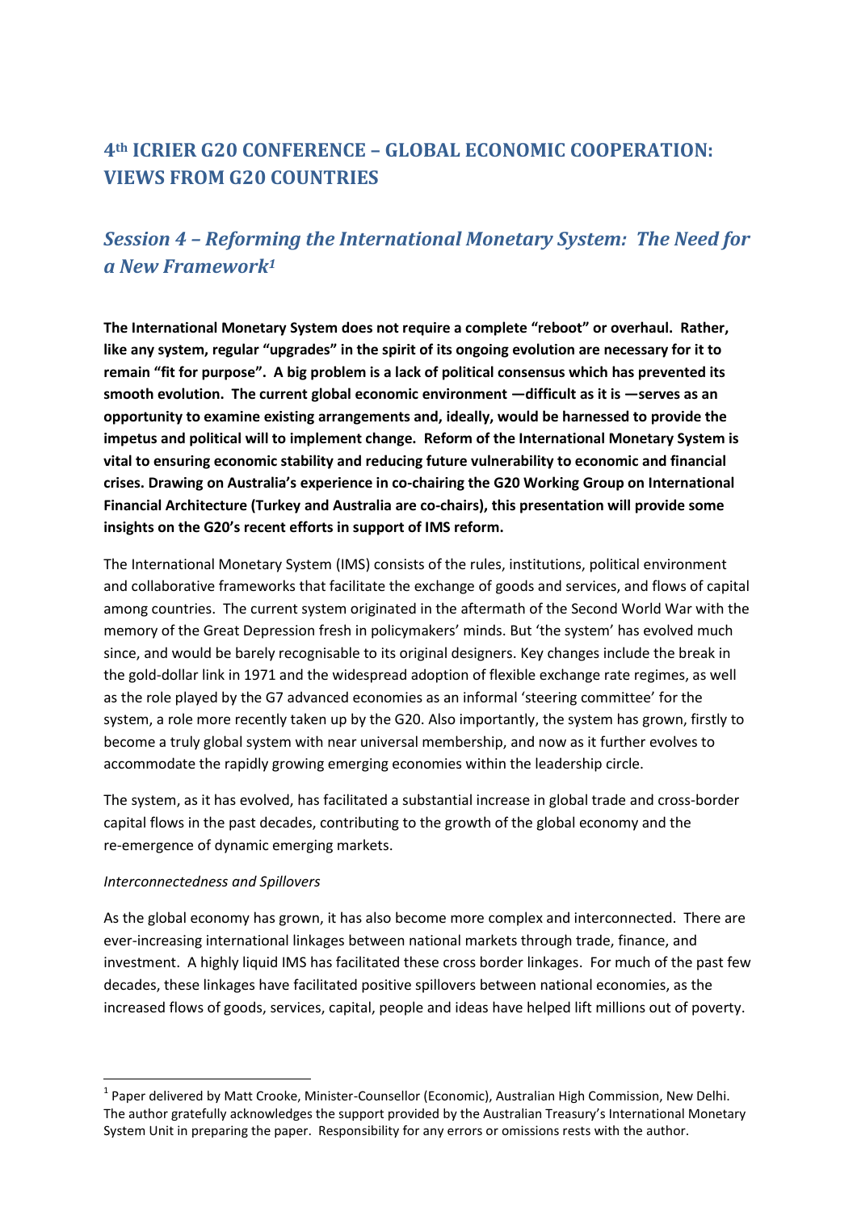## 4th ICRIER G20 CONFERENCE – GLOBAL ECONOMIC COOPERATION: VIEWS FROM G20 COUNTRIES

## *Session 4 – Reforming the International Monetary System: The Need for a New Framework*[1]

**The International Monetary System does not require a complete "reboot" or overhaul. Rather, like any system, regular "upgrades" in the spirit of its ongoing evolution are necessary for it to remain "fit for purpose". A big problem is a lack of political consensus which has prevented its smooth evolution. The current global economic environment —difficult as it is —serves as an opportunity to examine existing arrangements and, ideally, would be harnessed to provide the impetus and political will to implement change. Reform of the International Monetary System is vital to ensuring economic stability and reducing future vulnerability to economic and financial crises. Drawing on Australia's experience in co-chairing the G20 Working Group on International Financial Architecture (Turkey and Australia are co-chairs), this presentation will provide some insights on the G20's recent efforts in support of IMS reform.**

The International Monetary System (IMS) consists of the rules, institutions, political environment and collaborative frameworks that facilitate the exchange of goods and services, and flows of capital among countries. The current system originated in the aftermath of the Second World War with the memory of the Great Depression fresh in policymakers' minds. But 'the system' has evolved much since, and would be barely recognisable to its original designers. Key changes include the break in the gold-dollar link in 1971 and the widespread adoption of flexible exchange rate regimes, as well as the role played by the G7 advanced economies as an informal 'steering committee' for the system, a role more recently taken up by the G20. Also importantly, the system has grown, firstly to become a truly global system with near universal membership, and now as it further evolves to accommodate the rapidly growing emerging economies within the leadership circle.

The system, as it has evolved, has facilitated a substantial increase in global trade and cross-border capital flows in the past decades, contributing to the growth of the global economy and the re-emergence of dynamic emerging markets.

*Interconnectedness and Spillovers*

As the global economy has grown, it has also become more complex and interconnected. There are ever-increasing international linkages between national markets through trade, finance, and investment. A highly liquid IMS has facilitated these cross border linkages. For much of the past few decades, these linkages have facilitated positive spillovers between national economies, as the increased flows of goods, services, capital, people and ideas have helped lift millions out of poverty.

---

[1] Paper delivered by Matt Crooke, Minister-Counsellor (Economic), Australian High Commission, New Delhi. The author gratefully acknowledges the support provided by the Australian Treasury's International Monetary System Unit in preparing the paper. Responsibility for any errors or omissions rests with the author.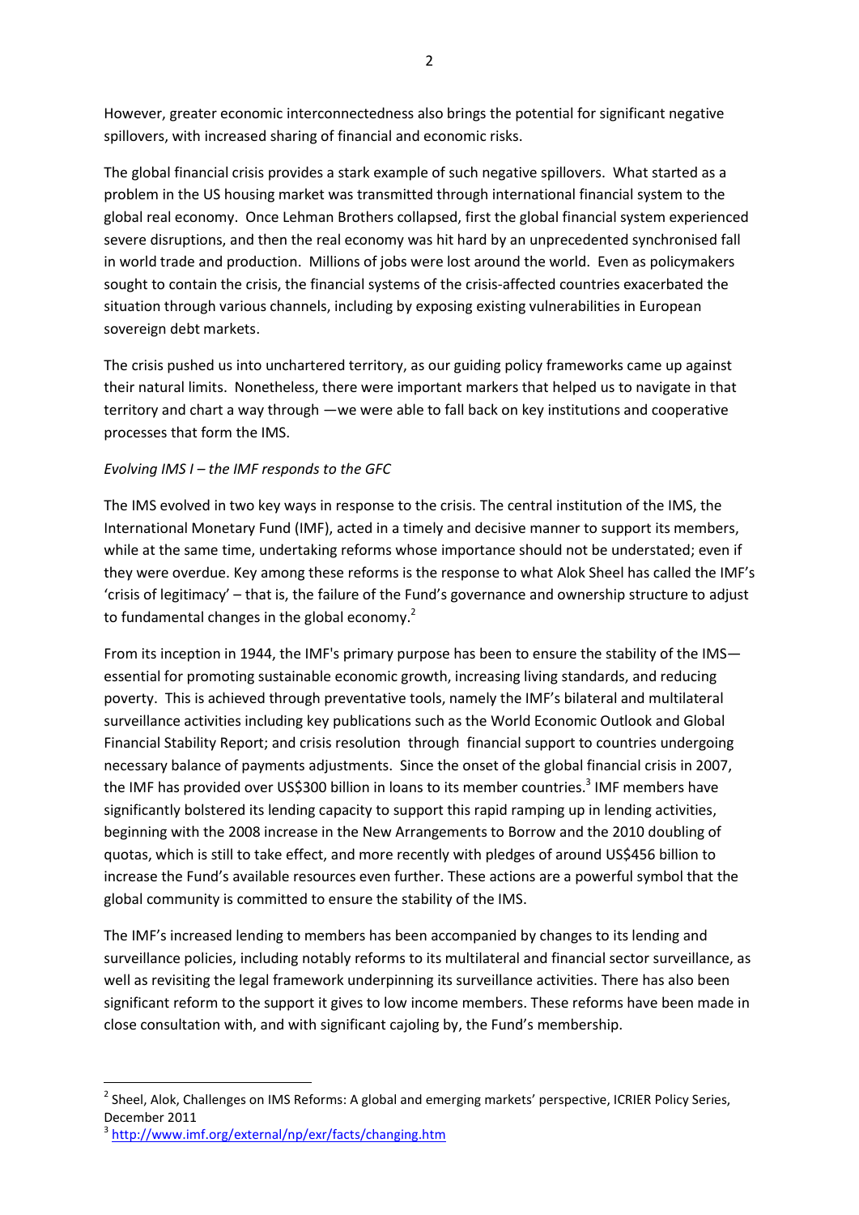However, greater economic interconnectedness also brings the potential for significant negative spillovers, with increased sharing of financial and economic risks.

The global financial crisis provides a stark example of such negative spillovers. What started as a problem in the US housing market was transmitted through international financial system to the global real economy. Once Lehman Brothers collapsed, first the global financial system experienced severe disruptions, and then the real economy was hit hard by an unprecedented synchronised fall in world trade and production. Millions of jobs were lost around the world. Even as policymakers sought to contain the crisis, the financial systems of the crisis-affected countries exacerbated the situation through various channels, including by exposing existing vulnerabilities in European sovereign debt markets.

The crisis pushed us into unchartered territory, as our guiding policy frameworks came up against their natural limits. Nonetheless, there were important markers that helped us to navigate in that territory and chart a way through —we were able to fall back on key institutions and cooperative processes that form the IMS.

*Evolving IMS I – the IMF responds to the GFC*

The IMS evolved in two key ways in response to the crisis. The central institution of the IMS, the International Monetary Fund (IMF), acted in a timely and decisive manner to support its members, while at the same time, undertaking reforms whose importance should not be understated; even if they were overdue. Key among these reforms is the response to what Alok Sheel has called the IMF's 'crisis of legitimacy' – that is, the failure of the Fund's governance and ownership structure to adjust to fundamental changes in the global economy.[2]

From its inception in 1944, the IMF's primary purpose has been to ensure the stability of the IMS—essential for promoting sustainable economic growth, increasing living standards, and reducing poverty. This is achieved through preventative tools, namely the IMF's bilateral and multilateral surveillance activities including key publications such as the World Economic Outlook and Global Financial Stability Report; and crisis resolution through financial support to countries undergoing necessary balance of payments adjustments. Since the onset of the global financial crisis in 2007, the IMF has provided over US$300 billion in loans to its member countries.[3] IMF members have significantly bolstered its lending capacity to support this rapid ramping up in lending activities, beginning with the 2008 increase in the New Arrangements to Borrow and the 2010 doubling of quotas, which is still to take effect, and more recently with pledges of around US$456 billion to increase the Fund's available resources even further. These actions are a powerful symbol that the global community is committed to ensure the stability of the IMS.

The IMF's increased lending to members has been accompanied by changes to its lending and surveillance policies, including notably reforms to its multilateral and financial sector surveillance, as well as revisiting the legal framework underpinning its surveillance activities. There has also been significant reform to the support it gives to low income members. These reforms have been made in close consultation with, and with significant cajoling by, the Fund's membership.

---

[2] Sheel, Alok, Challenges on IMS Reforms: A global and emerging markets' perspective, ICRIER Policy Series, December 2011

[3] http://www.imf.org/external/np/exr/facts/changing.htm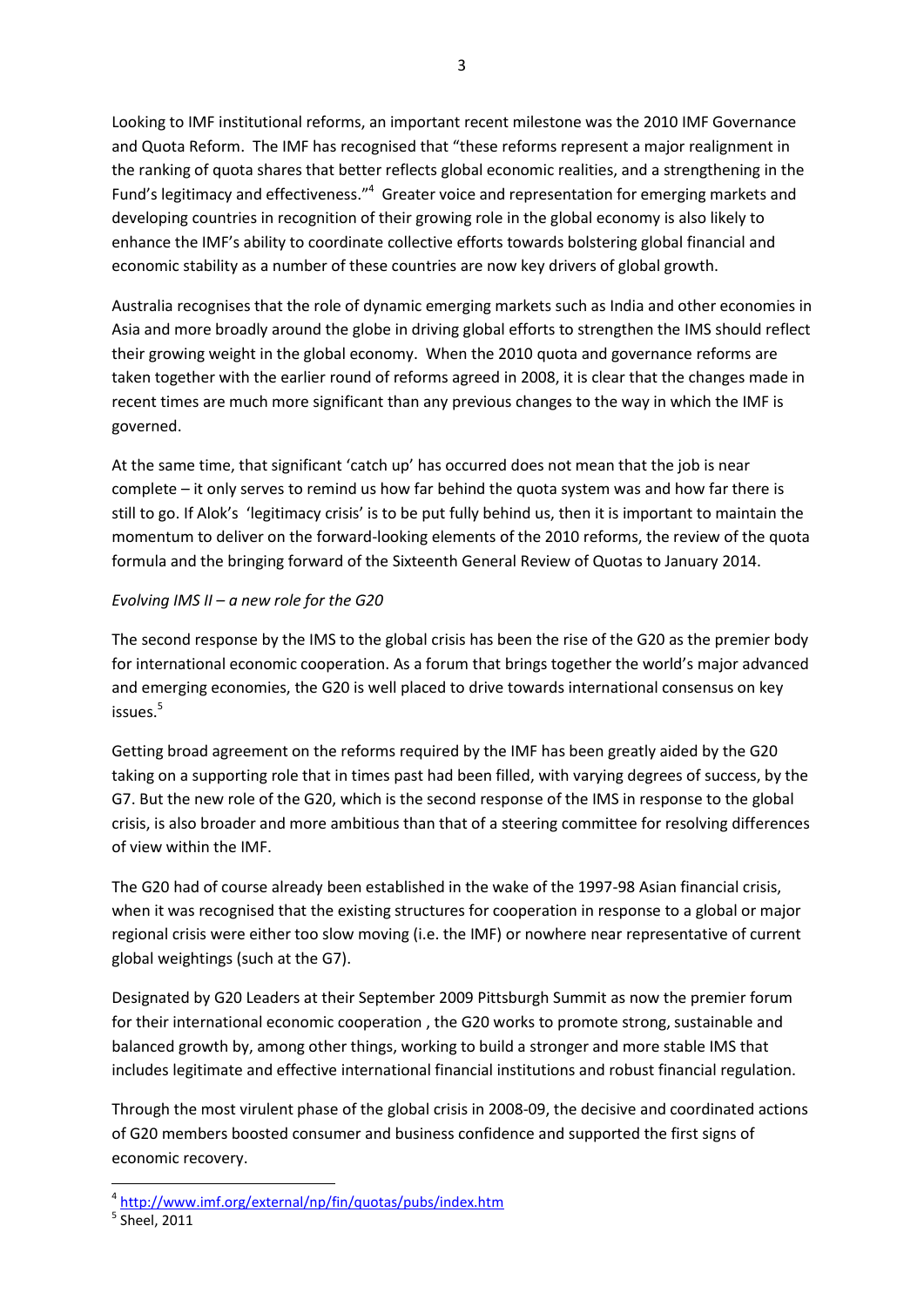Looking to IMF institutional reforms, an important recent milestone was the 2010 IMF Governance and Quota Reform. The IMF has recognised that "these reforms represent a major realignment in the ranking of quota shares that better reflects global economic realities, and a strengthening in the Fund's legitimacy and effectiveness."[4] Greater voice and representation for emerging markets and developing countries in recognition of their growing role in the global economy is also likely to enhance the IMF's ability to coordinate collective efforts towards bolstering global financial and economic stability as a number of these countries are now key drivers of global growth.

Australia recognises that the role of dynamic emerging markets such as India and other economies in Asia and more broadly around the globe in driving global efforts to strengthen the IMS should reflect their growing weight in the global economy. When the 2010 quota and governance reforms are taken together with the earlier round of reforms agreed in 2008, it is clear that the changes made in recent times are much more significant than any previous changes to the way in which the IMF is governed.

At the same time, that significant 'catch up' has occurred does not mean that the job is near complete – it only serves to remind us how far behind the quota system was and how far there is still to go. If Alok's 'legitimacy crisis' is to be put fully behind us, then it is important to maintain the momentum to deliver on the forward-looking elements of the 2010 reforms, the review of the quota formula and the bringing forward of the Sixteenth General Review of Quotas to January 2014.

*Evolving IMS II – a new role for the G20*

The second response by the IMS to the global crisis has been the rise of the G20 as the premier body for international economic cooperation. As a forum that brings together the world's major advanced and emerging economies, the G20 is well placed to drive towards international consensus on key issues.[5]

Getting broad agreement on the reforms required by the IMF has been greatly aided by the G20 taking on a supporting role that in times past had been filled, with varying degrees of success, by the G7. But the new role of the G20, which is the second response of the IMS in response to the global crisis, is also broader and more ambitious than that of a steering committee for resolving differences of view within the IMF.

The G20 had of course already been established in the wake of the 1997-98 Asian financial crisis, when it was recognised that the existing structures for cooperation in response to a global or major regional crisis were either too slow moving (i.e. the IMF) or nowhere near representative of current global weightings (such at the G7).

Designated by G20 Leaders at their September 2009 Pittsburgh Summit as now the premier forum for their international economic cooperation , the G20 works to promote strong, sustainable and balanced growth by, among other things, working to build a stronger and more stable IMS that includes legitimate and effective international financial institutions and robust financial regulation.

Through the most virulent phase of the global crisis in 2008-09, the decisive and coordinated actions of G20 members boosted consumer and business confidence and supported the first signs of economic recovery.

---

[4] http://www.imf.org/external/np/fin/quotas/pubs/index.htm

[5] Sheel, 2011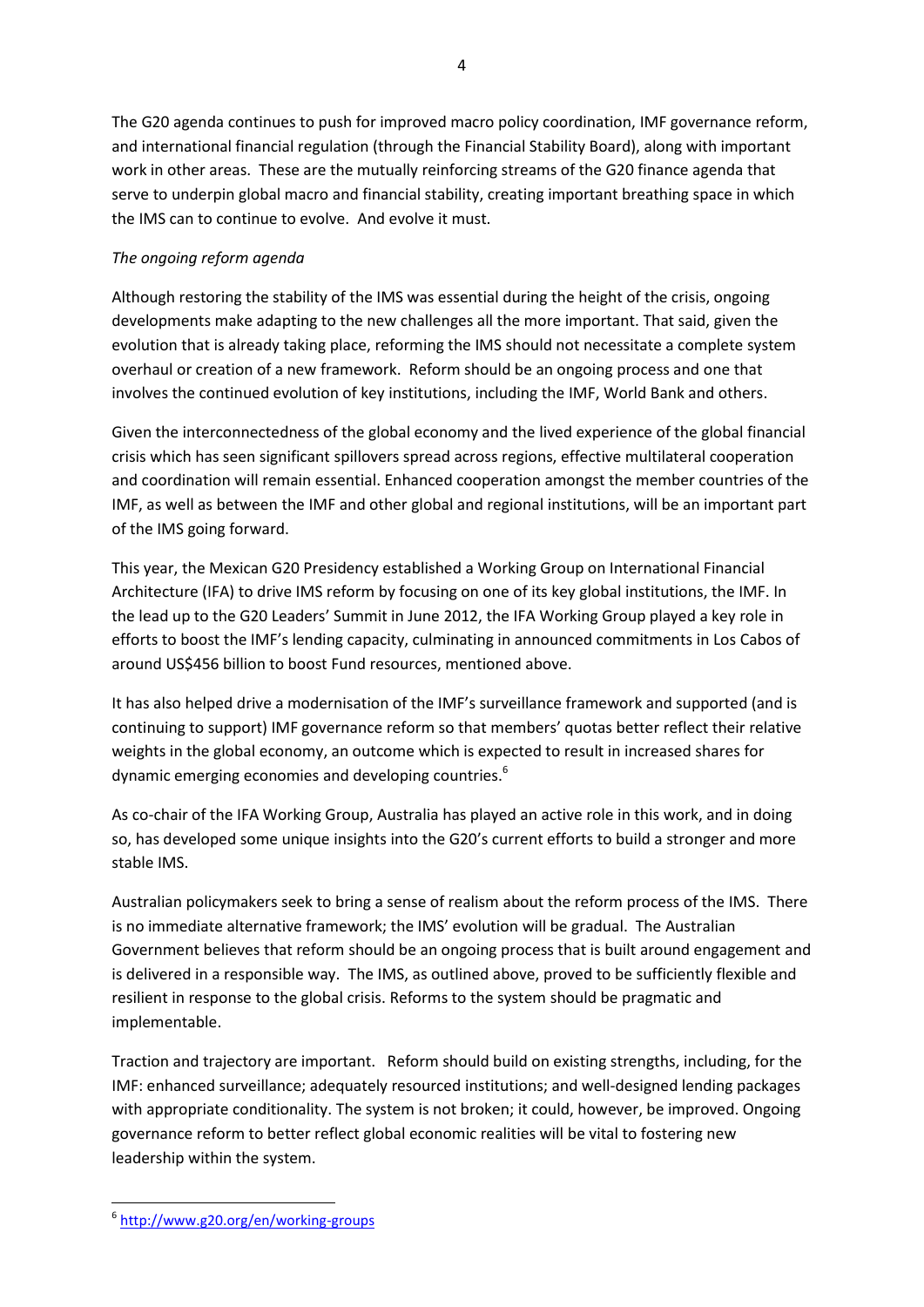The G20 agenda continues to push for improved macro policy coordination, IMF governance reform, and international financial regulation (through the Financial Stability Board), along with important work in other areas. These are the mutually reinforcing streams of the G20 finance agenda that serve to underpin global macro and financial stability, creating important breathing space in which the IMS can to continue to evolve. And evolve it must.

*The ongoing reform agenda*

Although restoring the stability of the IMS was essential during the height of the crisis, ongoing developments make adapting to the new challenges all the more important. That said, given the evolution that is already taking place, reforming the IMS should not necessitate a complete system overhaul or creation of a new framework. Reform should be an ongoing process and one that involves the continued evolution of key institutions, including the IMF, World Bank and others.

Given the interconnectedness of the global economy and the lived experience of the global financial crisis which has seen significant spillovers spread across regions, effective multilateral cooperation and coordination will remain essential. Enhanced cooperation amongst the member countries of the IMF, as well as between the IMF and other global and regional institutions, will be an important part of the IMS going forward.

This year, the Mexican G20 Presidency established a Working Group on International Financial Architecture (IFA) to drive IMS reform by focusing on one of its key global institutions, the IMF. In the lead up to the G20 Leaders' Summit in June 2012, the IFA Working Group played a key role in efforts to boost the IMF's lending capacity, culminating in announced commitments in Los Cabos of around US$456 billion to boost Fund resources, mentioned above.

It has also helped drive a modernisation of the IMF's surveillance framework and supported (and is continuing to support) IMF governance reform so that members' quotas better reflect their relative weights in the global economy, an outcome which is expected to result in increased shares for dynamic emerging economies and developing countries.[6]

As co-chair of the IFA Working Group, Australia has played an active role in this work, and in doing so, has developed some unique insights into the G20's current efforts to build a stronger and more stable IMS.

Australian policymakers seek to bring a sense of realism about the reform process of the IMS. There is no immediate alternative framework; the IMS' evolution will be gradual. The Australian Government believes that reform should be an ongoing process that is built around engagement and is delivered in a responsible way. The IMS, as outlined above, proved to be sufficiently flexible and resilient in response to the global crisis. Reforms to the system should be pragmatic and implementable.

Traction and trajectory are important. Reform should build on existing strengths, including, for the IMF: enhanced surveillance; adequately resourced institutions; and well-designed lending packages with appropriate conditionality. The system is not broken; it could, however, be improved. Ongoing governance reform to better reflect global economic realities will be vital to fostering new leadership within the system.

[6] http://www.g20.org/en/working-groups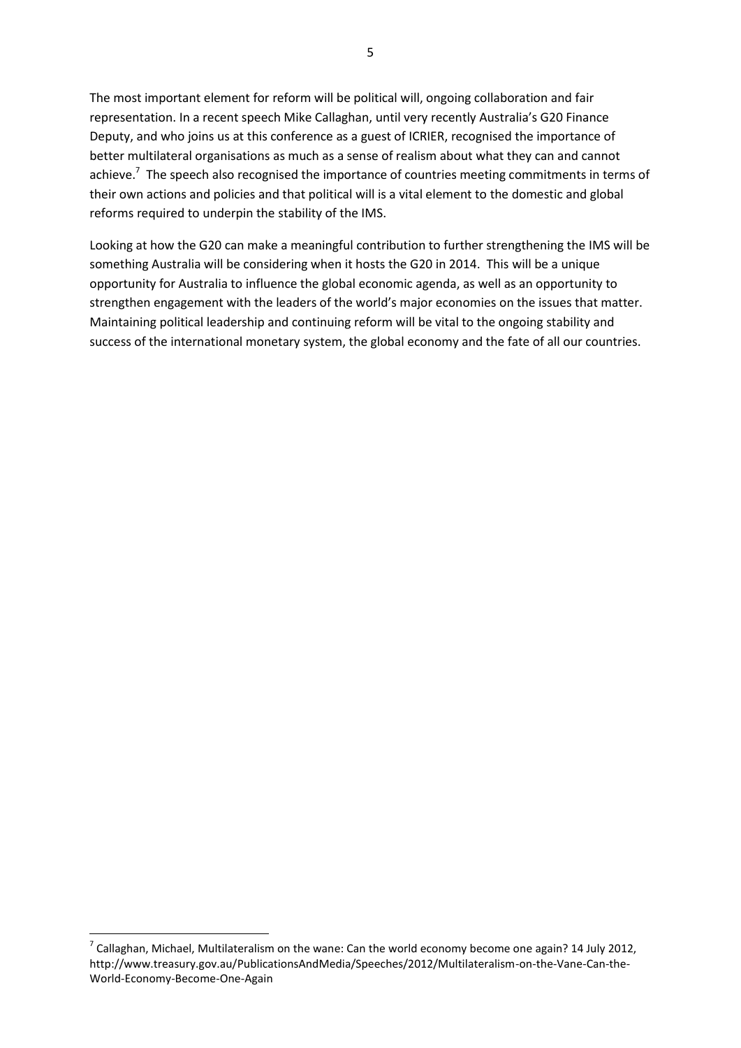The most important element for reform will be political will, ongoing collaboration and fair representation. In a recent speech Mike Callaghan, until very recently Australia's G20 Finance Deputy, and who joins us at this conference as a guest of ICRIER, recognised the importance of better multilateral organisations as much as a sense of realism about what they can and cannot achieve.[7] The speech also recognised the importance of countries meeting commitments in terms of their own actions and policies and that political will is a vital element to the domestic and global reforms required to underpin the stability of the IMS.

Looking at how the G20 can make a meaningful contribution to further strengthening the IMS will be something Australia will be considering when it hosts the G20 in 2014. This will be a unique opportunity for Australia to influence the global economic agenda, as well as an opportunity to strengthen engagement with the leaders of the world's major economies on the issues that matter. Maintaining political leadership and continuing reform will be vital to the ongoing stability and success of the international monetary system, the global economy and the fate of all our countries.

---

[7] Callaghan, Michael, Multilateralism on the wane: Can the world economy become one again? 14 July 2012, http://www.treasury.gov.au/PublicationsAndMedia/Speeches/2012/Multilateralism-on-the-Vane-Can-the-World-Economy-Become-One-Again